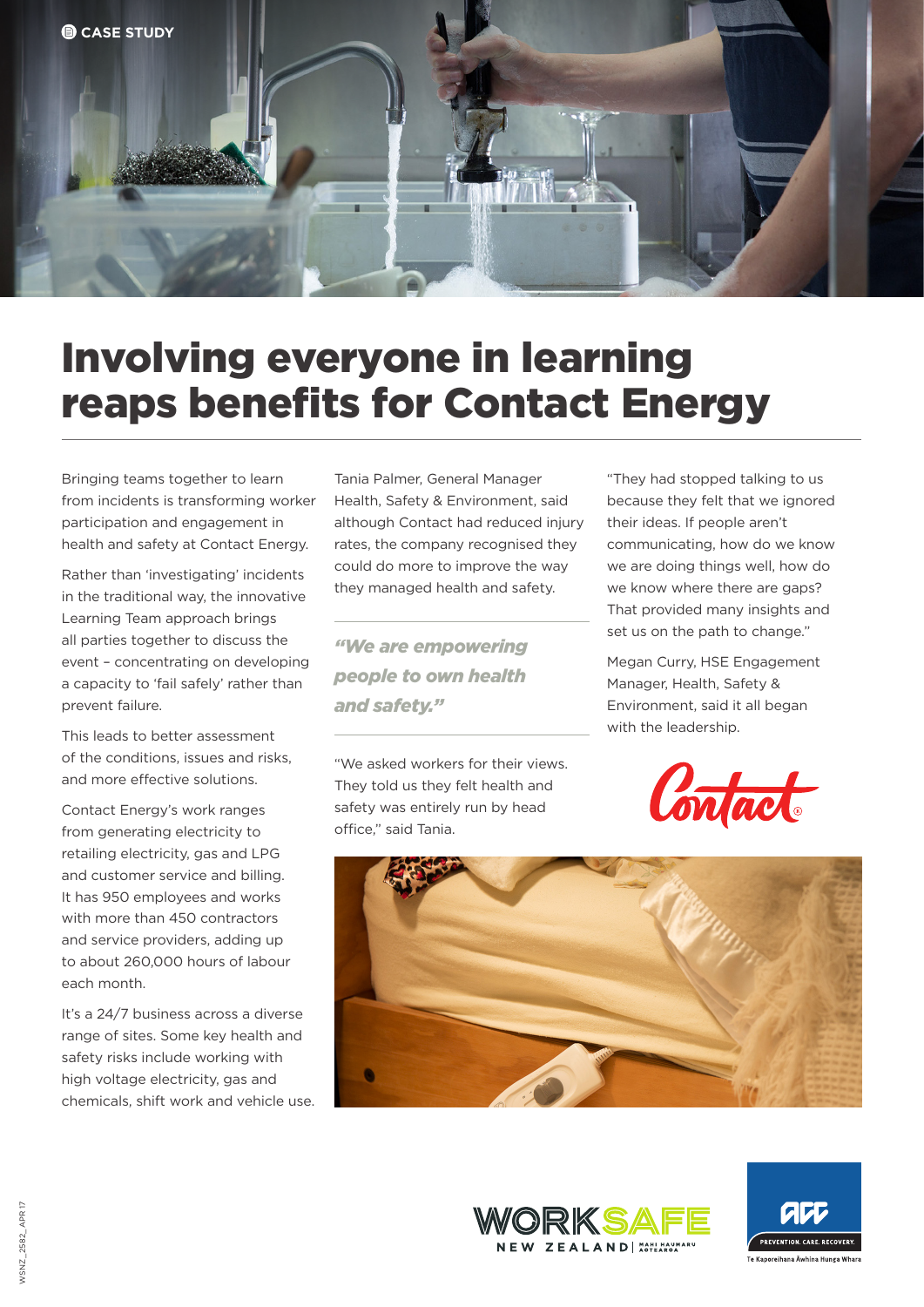CASE STUDY

# Involving everyone in learning reaps benefits for Contact Energy

Bringing teams together to learn from incidents is transforming worker participation and engagement in health and safety at Contact Energy.

Rather than 'investigating' incidents in the traditional way, the innovative Learning Team approach brings all parties together to discuss the event – concentrating on developing a capacity to 'fail safely' rather than prevent failure.

This leads to better assessment of the conditions, issues and risks, and more effective solutions.

Contact Energy's work ranges from generating electricity to retailing electricity, gas and LPG and customer service and billing. It has 950 employees and works with more than 450 contractors and service providers, adding up to about 260,000 hours of labour each month.

It's a 24/7 business across a diverse range of sites. Some key health and safety risks include working with high voltage electricity, gas and chemicals, shift work and vehicle use.

Tania Palmer, General Manager Health, Safety & Environment, said although Contact had reduced injury rates, the company recognised they could do more to improve the way they managed health and safety.

> *"We are empowering people to own health and safety."*

"We asked workers for their views. They told us they felt health and safety was entirely run by head office," said Tania.

"They had stopped talking to us because they felt that we ignored their ideas. If people aren't communicating, how do we know we are doing things well, how do we know where there are gaps? That provided many insights and set us on the path to change."

Megan Curry, HSE Engagement Manager, Health, Safety & Environment, said it all began with the leadership.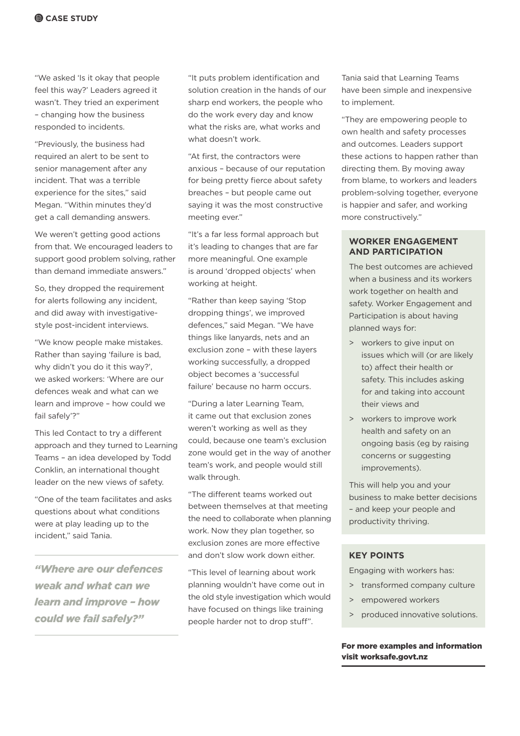"We asked 'Is it okay that people feel this way?' Leaders agreed it wasn't. They tried an experiment – changing how the business responded to incidents.

"Previously, the business had required an alert to be sent to senior management after any incident. That was a terrible experience for the sites," said Megan. "Within minutes they'd get a call demanding answers.

We weren't getting good actions from that. We encouraged leaders to support good problem solving, rather than demand immediate answers."

So, they dropped the requirement for alerts following any incident, and did away with investigative-style post-incident interviews.

"We know people make mistakes. Rather than saying 'failure is bad, why didn't you do it this way?', we asked workers: 'Where are our defences weak and what can we learn and improve – how could we fail safely'?"

This led Contact to try a different approach and they turned to Learning Teams – an idea developed by Todd Conklin, an international thought leader on the new views of safety.

"One of the team facilitates and asks questions about what conditions were at play leading up to the incident," said Tania.

> ***"Where are our defences weak and what can we learn and improve – how could we fail safely?"***

"It puts problem identification and solution creation in the hands of our sharp end workers, the people who do the work every day and know what the risks are, what works and what doesn't work.

"At first, the contractors were anxious – because of our reputation for being pretty fierce about safety breaches – but people came out saying it was the most constructive meeting ever."

"It's a far less formal approach but it's leading to changes that are far more meaningful. One example is around 'dropped objects' when working at height.

"Rather than keep saying 'Stop dropping things', we improved defences," said Megan. "We have things like lanyards, nets and an exclusion zone – with these layers working successfully, a dropped object becomes a 'successful failure' because no harm occurs.

"During a later Learning Team, it came out that exclusion zones weren't working as well as they could, because one team's exclusion zone would get in the way of another team's work, and people would still walk through.

"The different teams worked out between themselves at that meeting the need to collaborate when planning work. Now they plan together, so exclusion zones are more effective and don't slow work down either.

"This level of learning about work planning wouldn't have come out in the old style investigation which would have focused on things like training people harder not to drop stuff".

Tania said that Learning Teams have been simple and inexpensive to implement.

"They are empowering people to own health and safety processes and outcomes. Leaders support these actions to happen rather than directing them. By moving away from blame, to workers and leaders problem-solving together, everyone is happier and safer, and working more constructively."

### WORKER ENGAGEMENT AND PARTICIPATION

The best outcomes are achieved when a business and its workers work together on health and safety. Worker Engagement and Participation is about having planned ways for:

> workers to give input on issues which will (or are likely to) affect their health or safety. This includes asking for and taking into account their views and

> workers to improve work health and safety on an ongoing basis (eg by raising concerns or suggesting improvements).

This will help you and your business to make better decisions – and keep your people and productivity thriving.

### KEY POINTS

Engaging with workers has:

> transformed company culture

> empowered workers

> produced innovative solutions.

**For more examples and information visit worksafe.govt.nz**